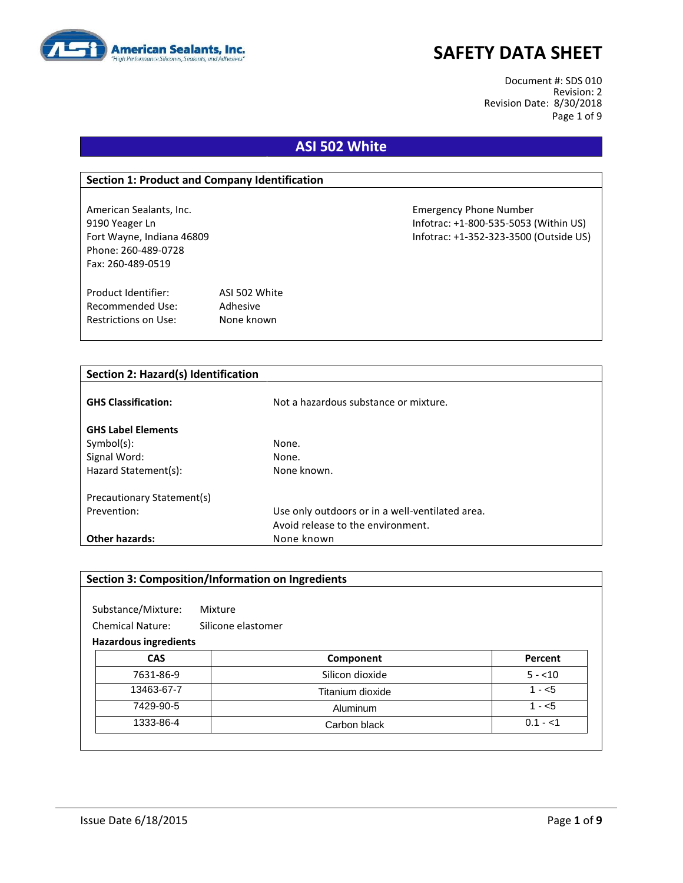American Sealants, Inc.
"High Performance Silicones, Sealants, and Adhesives"

# SAFETY DATA SHEET

Document #: SDS 010
Revision: 2
Revision Date: 8/30/2018

## ASI 502 White

### Section 1: Product and Company Identification

American Sealants, Inc.
9190 Yeager Ln
Fort Wayne, Indiana 46809
Phone: 260-489-0728
Fax: 260-489-0519

Emergency Phone Number
Infotrac: +1-800-535-5053 (Within US)
Infotrac: +1-352-323-3500 (Outside US)

Product Identifier: ASI 502 White
Recommended Use: Adhesive
Restrictions on Use: None known

### Section 2: Hazard(s) Identification

**GHS Classification:** Not a hazardous substance or mixture.

**GHS Label Elements**
Symbol(s): None.
Signal Word: None.
Hazard Statement(s): None known.

Precautionary Statement(s)
Prevention: Use only outdoors or in a well-ventilated area.
Avoid release to the environment.

**Other hazards:** None known

### Section 3: Composition/Information on Ingredients

Substance/Mixture: Mixture
Chemical Nature: Silicone elastomer

**Hazardous ingredients**

| CAS | Component | Percent |
|---|---|---|
| 7631-86-9 | Silicon dioxide | 5 - <10 |
| 13463-67-7 | Titanium dioxide | 1 - <5 |
| 7429-90-5 | Aluminum | 1 - <5 |
| 1333-86-4 | Carbon black | 0.1 - <1 |

Issue Date 6/18/2015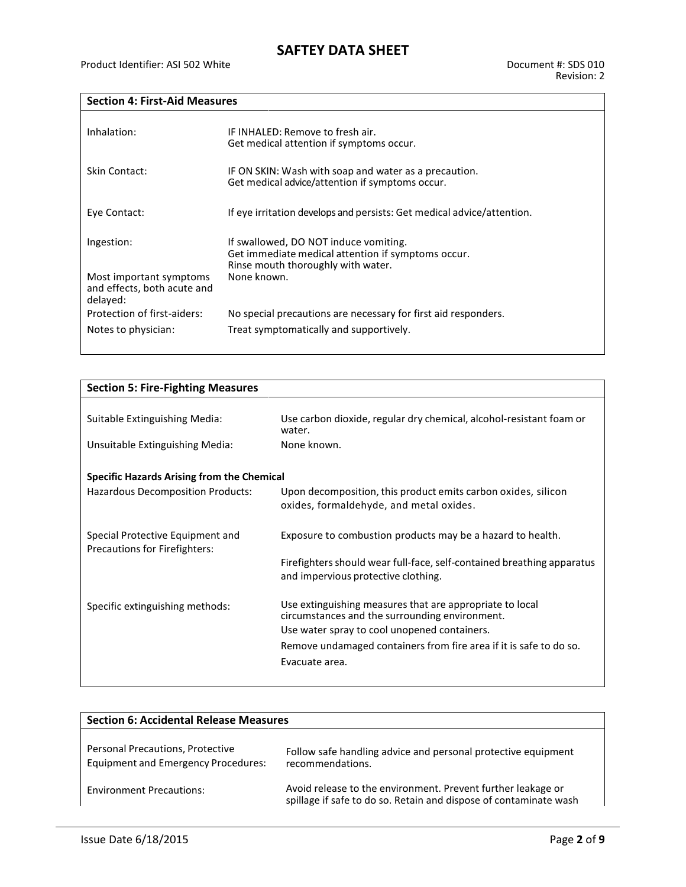## Section 4: First-Aid Measures

| | |
|---|---|
| Inhalation: | IF INHALED: Remove to fresh air.<br>Get medical attention if symptoms occur. |
| Skin Contact: | IF ON SKIN: Wash with soap and water as a precaution.<br>Get medical advice/attention if symptoms occur. |
| Eye Contact: | If eye irritation develops and persists: Get medical advice/attention. |
| Ingestion: | If swallowed, DO NOT induce vomiting.<br>Get immediate medical attention if symptoms occur.<br>Rinse mouth thoroughly with water. |
| Most important symptoms and effects, both acute and delayed: | None known. |
| Protection of first-aiders: | No special precautions are necessary for first aid responders. |
| Notes to physician: | Treat symptomatically and supportively. |

## Section 5: Fire-Fighting Measures

| | |
|---|---|
| Suitable Extinguishing Media: | Use carbon dioxide, regular dry chemical, alcohol-resistant foam or water. |
| Unsuitable Extinguishing Media: | None known. |

**Specific Hazards Arising from the Chemical**

| | |
|---|---|
| Hazardous Decomposition Products: | Upon decomposition, this product emits carbon oxides, silicon oxides, formaldehyde, and metal oxides. |
| Special Protective Equipment and Precautions for Firefighters: | Exposure to combustion products may be a hazard to health.<br>Firefighters should wear full-face, self-contained breathing apparatus and impervious protective clothing. |
| Specific extinguishing methods: | Use extinguishing measures that are appropriate to local circumstances and the surrounding environment.<br>Use water spray to cool unopened containers.<br>Remove undamaged containers from fire area if it is safe to do so.<br>Evacuate area. |

## Section 6: Accidental Release Measures

| | |
|---|---|
| Personal Precautions, Protective Equipment and Emergency Procedures: | Follow safe handling advice and personal protective equipment recommendations. |
| Environment Precautions: | Avoid release to the environment. Prevent further leakage or spillage if safe to do so. Retain and dispose of contaminate wash |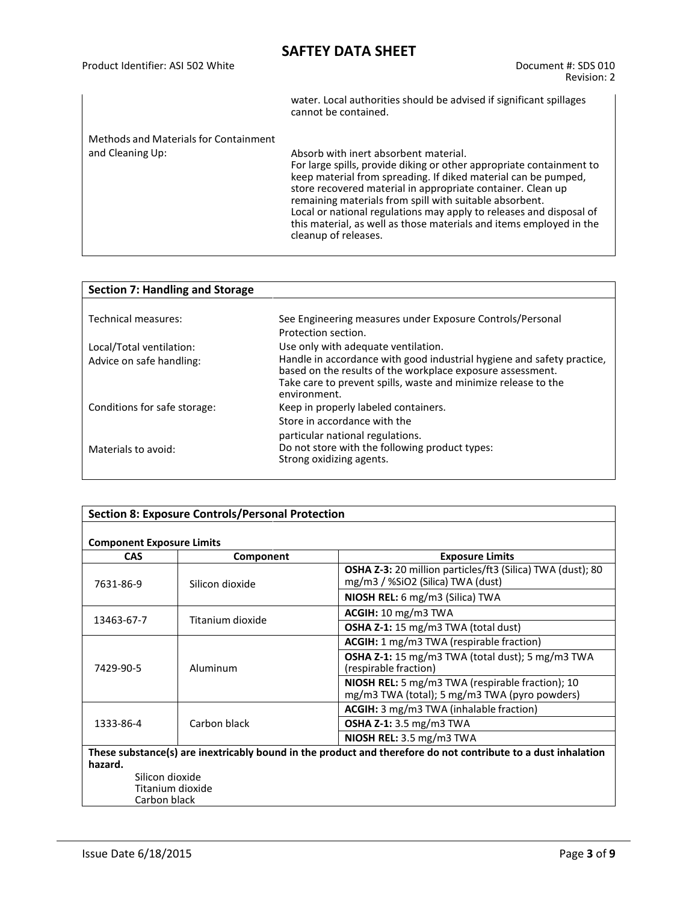water. Local authorities should be advised if significant spillages cannot be contained.

| | |
|---|---|
| Methods and Materials for Containment and Cleaning Up: | Absorb with inert absorbent material.<br>For large spills, provide diking or other appropriate containment to keep material from spreading. If diked material can be pumped, store recovered material in appropriate container. Clean up remaining materials from spill with suitable absorbent.<br>Local or national regulations may apply to releases and disposal of this material, as well as those materials and items employed in the cleanup of releases. |

## Section 7: Handling and Storage

| | |
|---|---|
| Technical measures: | See Engineering measures under Exposure Controls/Personal Protection section. |
| Local/Total ventilation: | Use only with adequate ventilation. |
| Advice on safe handling: | Handle in accordance with good industrial hygiene and safety practice, based on the results of the workplace exposure assessment.<br>Take care to prevent spills, waste and minimize release to the environment. |
| Conditions for safe storage: | Keep in properly labeled containers.<br>Store in accordance with the particular national regulations. |
| Materials to avoid: | Do not store with the following product types:<br>Strong oxidizing agents. |

## Section 8: Exposure Controls/Personal Protection

**Component Exposure Limits**

| CAS | Component | Exposure Limits |
|---|---|---|
| 7631-86-9 | Silicon dioxide | **OSHA Z-3:** 20 million particles/ft3 (Silica) TWA (dust); 80 mg/m3 / %SiO2 (Silica) TWA (dust) |
| | | **NIOSH REL:** 6 mg/m3 (Silica) TWA |
| 13463-67-7 | Titanium dioxide | **ACGIH:** 10 mg/m3 TWA |
| | | **OSHA Z-1:** 15 mg/m3 TWA (total dust) |
| 7429-90-5 | Aluminum | **ACGIH:** 1 mg/m3 TWA (respirable fraction) |
| | | **OSHA Z-1:** 15 mg/m3 TWA (total dust); 5 mg/m3 TWA (respirable fraction) |
| | | **NIOSH REL:** 5 mg/m3 TWA (respirable fraction); 10 mg/m3 TWA (total); 5 mg/m3 TWA (pyro powders) |
| 1333-86-4 | Carbon black | **ACGIH:** 3 mg/m3 TWA (inhalable fraction) |
| | | **OSHA Z-1:** 3.5 mg/m3 TWA |
| | | **NIOSH REL:** 3.5 mg/m3 TWA |

**These substance(s) are inextricably bound in the product and therefore do not contribute to a dust inhalation hazard.**

Silicon dioxide
Titanium dioxide
Carbon black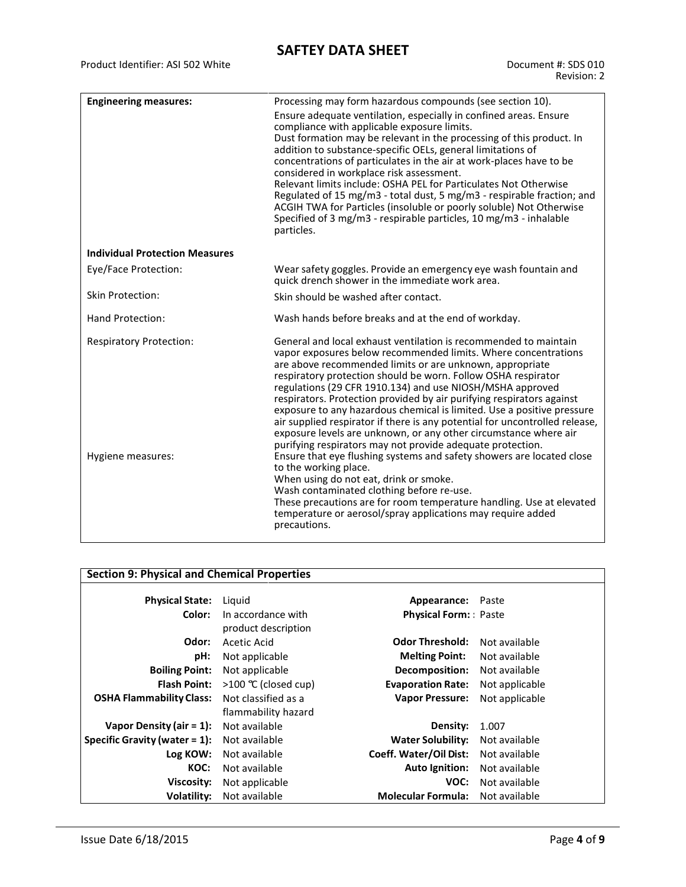| | |
|---|---|
| **Engineering measures:** | Processing may form hazardous compounds (see section 10).<br>Ensure adequate ventilation, especially in confined areas. Ensure compliance with applicable exposure limits.<br>Dust formation may be relevant in the processing of this product. In addition to substance-specific OELs, general limitations of concentrations of particulates in the air at work-places have to be considered in workplace risk assessment.<br>Relevant limits include: OSHA PEL for Particulates Not Otherwise Regulated of 15 mg/m3 - total dust, 5 mg/m3 - respirable fraction; and ACGIH TWA for Particles (insoluble or poorly soluble) Not Otherwise Specified of 3 mg/m3 - respirable particles, 10 mg/m3 - inhalable particles. |
| **Individual Protection Measures** | |
| Eye/Face Protection: | Wear safety goggles. Provide an emergency eye wash fountain and quick drench shower in the immediate work area. |
| Skin Protection: | Skin should be washed after contact. |
| Hand Protection: | Wash hands before breaks and at the end of workday. |
| Respiratory Protection: | General and local exhaust ventilation is recommended to maintain vapor exposures below recommended limits. Where concentrations are above recommended limits or are unknown, appropriate respiratory protection should be worn. Follow OSHA respirator regulations (29 CFR 1910.134) and use NIOSH/MSHA approved respirators. Protection provided by air purifying respirators against exposure to any hazardous chemical is limited. Use a positive pressure air supplied respirator if there is any potential for uncontrolled release, exposure levels are unknown, or any other circumstance where air purifying respirators may not provide adequate protection. |
| Hygiene measures: | Ensure that eye flushing systems and safety showers are located close to the working place.<br>When using do not eat, drink or smoke.<br>Wash contaminated clothing before re-use.<br>These precautions are for room temperature handling. Use at elevated temperature or aerosol/spray applications may require added precautions. |

## Section 9: Physical and Chemical Properties

| | | | |
|---|---|---|---|
| **Physical State:** | Liquid | **Appearance:** | Paste |
| **Color:** | In accordance with product description | **Physical Form:** | : Paste |
| **Odor:** | Acetic Acid | **Odor Threshold:** | Not available |
| **pH:** | Not applicable | **Melting Point:** | Not available |
| **Boiling Point:** | Not applicable | **Decomposition:** | Not available |
| **Flash Point:** | >100 ℃ (closed cup) | **Evaporation Rate:** | Not applicable |
| **OSHA Flammability Class:** | Not classified as a flammability hazard | **Vapor Pressure:** | Not applicable |
| **Vapor Density (air = 1):** | Not available | **Density:** | 1.007 |
| **Specific Gravity (water = 1):** | Not available | **Water Solubility:** | Not available |
| **Log KOW:** | Not available | **Coeff. Water/Oil Dist:** | Not available |
| **KOC:** | Not available | **Auto Ignition:** | Not available |
| **Viscosity:** | Not applicable | **VOC:** | Not available |
| **Volatility:** | Not available | **Molecular Formula:** | Not available |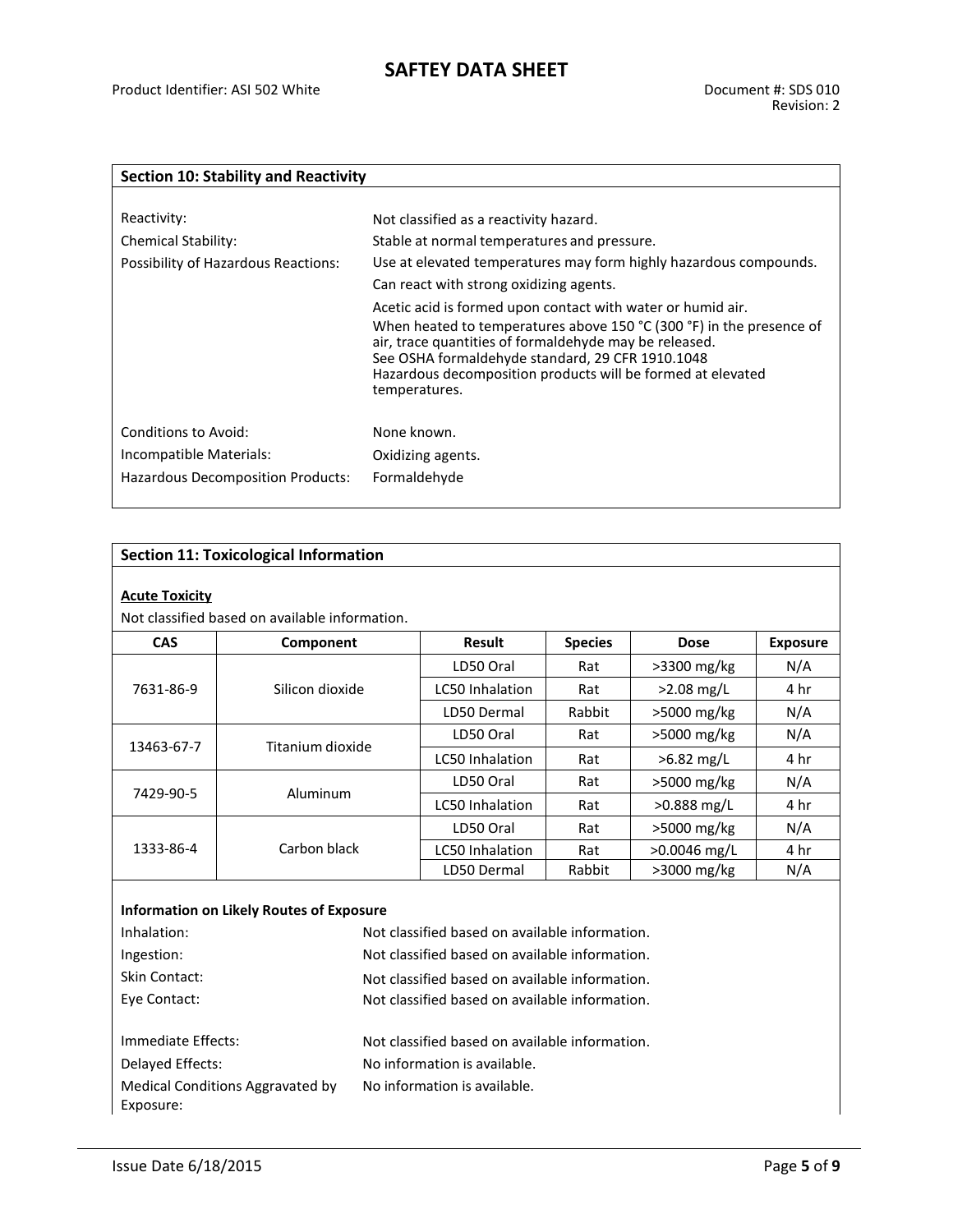## Section 10: Stability and Reactivity

Reactivity: Not classified as a reactivity hazard.

Chemical Stability: Stable at normal temperatures and pressure.

Possibility of Hazardous Reactions: Use at elevated temperatures may form highly hazardous compounds.

Can react with strong oxidizing agents.

Acetic acid is formed upon contact with water or humid air.
When heated to temperatures above 150 °C (300 °F) in the presence of air, trace quantities of formaldehyde may be released.
See OSHA formaldehyde standard, 29 CFR 1910.1048
Hazardous decomposition products will be formed at elevated temperatures.

Conditions to Avoid: None known.

Incompatible Materials: Oxidizing agents.

Hazardous Decomposition Products: Formaldehyde

## Section 11: Toxicological Information

**Acute Toxicity**

Not classified based on available information.

| CAS | Component | Result | Species | Dose | Exposure |
|---|---|---|---|---|---|
| 7631-86-9 | Silicon dioxide | LD50 Oral | Rat | >3300 mg/kg | N/A |
| | | LC50 Inhalation | Rat | >2.08 mg/L | 4 hr |
| | | LD50 Dermal | Rabbit | >5000 mg/kg | N/A |
| 13463-67-7 | Titanium dioxide | LD50 Oral | Rat | >5000 mg/kg | N/A |
| | | LC50 Inhalation | Rat | >6.82 mg/L | 4 hr |
| 7429-90-5 | Aluminum | LD50 Oral | Rat | >5000 mg/kg | N/A |
| | | LC50 Inhalation | Rat | >0.888 mg/L | 4 hr |
| 1333-86-4 | Carbon black | LD50 Oral | Rat | >5000 mg/kg | N/A |
| | | LC50 Inhalation | Rat | >0.0046 mg/L | 4 hr |
| | | LD50 Dermal | Rabbit | >3000 mg/kg | N/A |

**Information on Likely Routes of Exposure**

Inhalation: Not classified based on available information.

Ingestion: Not classified based on available information.

Skin Contact: Not classified based on available information.

Eye Contact: Not classified based on available information.

Immediate Effects: Not classified based on available information.

Delayed Effects: No information is available.

Medical Conditions Aggravated by Exposure: No information is available.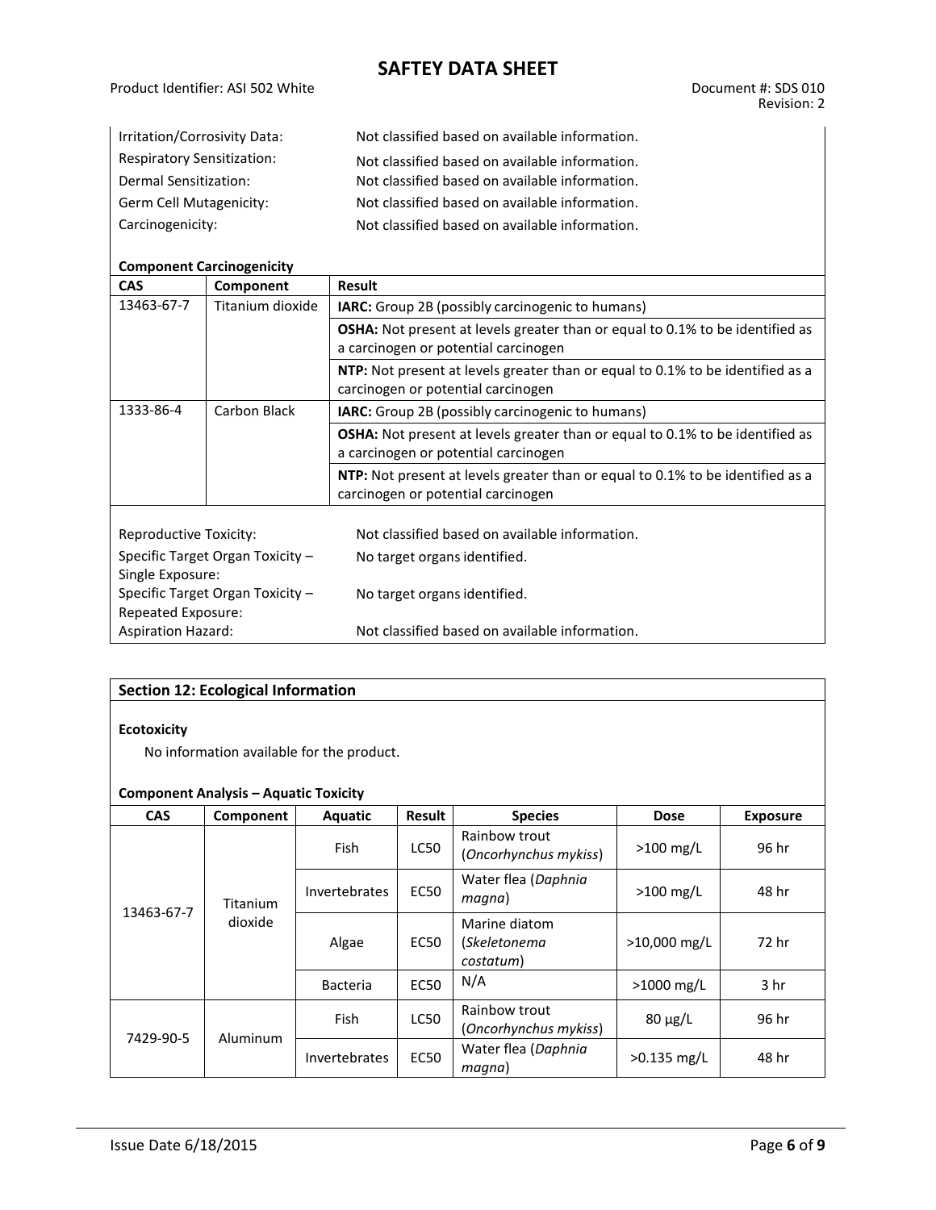Irritation/Corrosivity Data: Not classified based on available information.

Respiratory Sensitization: Not classified based on available information.

Dermal Sensitization: Not classified based on available information.

Germ Cell Mutagenicity: Not classified based on available information.

Carcinogenicity: Not classified based on available information.

**Component Carcinogenicity**

| CAS | Component | Result |
|---|---|---|
| 13463-67-7 | Titanium dioxide | **IARC:** Group 2B (possibly carcinogenic to humans) |
| | | **OSHA:** Not present at levels greater than or equal to 0.1% to be identified as a carcinogen or potential carcinogen |
| | | **NTP:** Not present at levels greater than or equal to 0.1% to be identified as a carcinogen or potential carcinogen |
| 1333-86-4 | Carbon Black | **IARC:** Group 2B (possibly carcinogenic to humans) |
| | | **OSHA:** Not present at levels greater than or equal to 0.1% to be identified as a carcinogen or potential carcinogen |
| | | **NTP:** Not present at levels greater than or equal to 0.1% to be identified as a carcinogen or potential carcinogen |

Reproductive Toxicity: Not classified based on available information.

Specific Target Organ Toxicity – Single Exposure: No target organs identified.

Specific Target Organ Toxicity – Repeated Exposure: No target organs identified.

Aspiration Hazard: Not classified based on available information.

## Section 12: Ecological Information

**Ecotoxicity**

No information available for the product.

**Component Analysis – Aquatic Toxicity**

| CAS | Component | Aquatic | Result | Species | Dose | Exposure |
|---|---|---|---|---|---|---|
| 13463-67-7 | Titanium dioxide | Fish | LC50 | Rainbow trout (*Oncorhynchus mykiss*) | >100 mg/L | 96 hr |
| | | Invertebrates | EC50 | Water flea (*Daphnia magna*) | >100 mg/L | 48 hr |
| | | Algae | EC50 | Marine diatom (*Skeletonema costatum*) | >10,000 mg/L | 72 hr |
| | | Bacteria | EC50 | N/A | >1000 mg/L | 3 hr |
| 7429-90-5 | Aluminum | Fish | LC50 | Rainbow trout (*Oncorhynchus mykiss*) | 80 µg/L | 96 hr |
| | | Invertebrates | EC50 | Water flea (*Daphnia magna*) | >0.135 mg/L | 48 hr |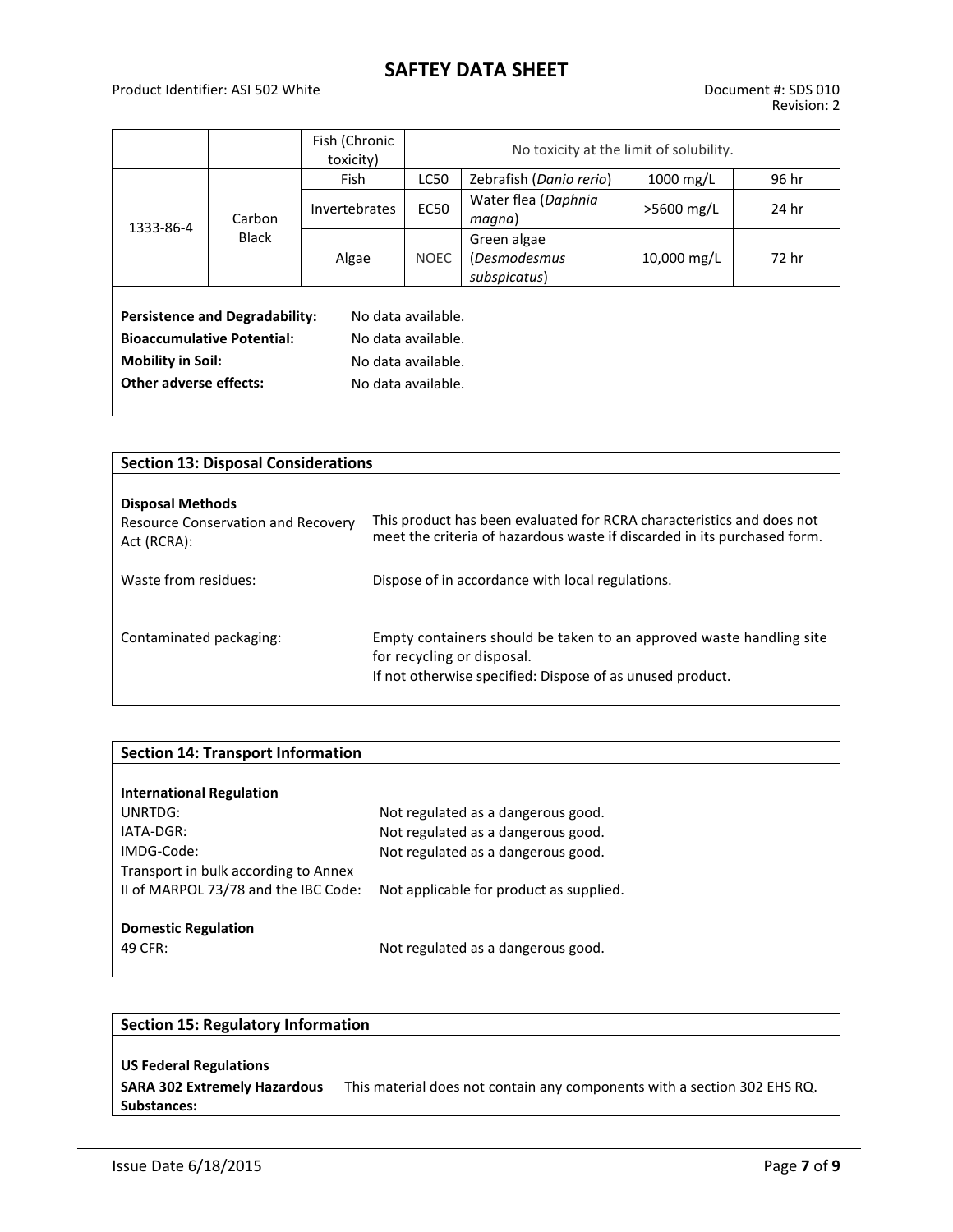| | | Fish (Chronic toxicity) | No toxicity at the limit of solubility. | | | |
|---|---|---|---|---|---|---|
| 1333-86-4 | Carbon Black | Fish | LC50 | Zebrafish (*Danio rerio*) | 1000 mg/L | 96 hr |
| | | Invertebrates | EC50 | Water flea (*Daphnia magna*) | >5600 mg/L | 24 hr |
| | | Algae | NOEC | Green algae (*Desmodesmus subspicatus*) | 10,000 mg/L | 72 hr |

**Persistence and Degradability:** No data available.
**Bioaccumulative Potential:** No data available.
**Mobility in Soil:** No data available.
**Other adverse effects:** No data available.

## Section 13: Disposal Considerations

**Disposal Methods**

| | |
|---|---|
| Resource Conservation and Recovery Act (RCRA): | This product has been evaluated for RCRA characteristics and does not meet the criteria of hazardous waste if discarded in its purchased form. |
| Waste from residues: | Dispose of in accordance with local regulations. |
| Contaminated packaging: | Empty containers should be taken to an approved waste handling site for recycling or disposal.<br>If not otherwise specified: Dispose of as unused product. |

## Section 14: Transport Information

**International Regulation**

| | |
|---|---|
| UNRTDG: | Not regulated as a dangerous good. |
| IATA-DGR: | Not regulated as a dangerous good. |
| IMDG-Code: | Not regulated as a dangerous good. |
| Transport in bulk according to Annex II of MARPOL 73/78 and the IBC Code: | Not applicable for product as supplied. |

**Domestic Regulation**

| | |
|---|---|
| 49 CFR: | Not regulated as a dangerous good. |

## Section 15: Regulatory Information

**US Federal Regulations**

**SARA 302 Extremely Hazardous Substances:** This material does not contain any components with a section 302 EHS RQ.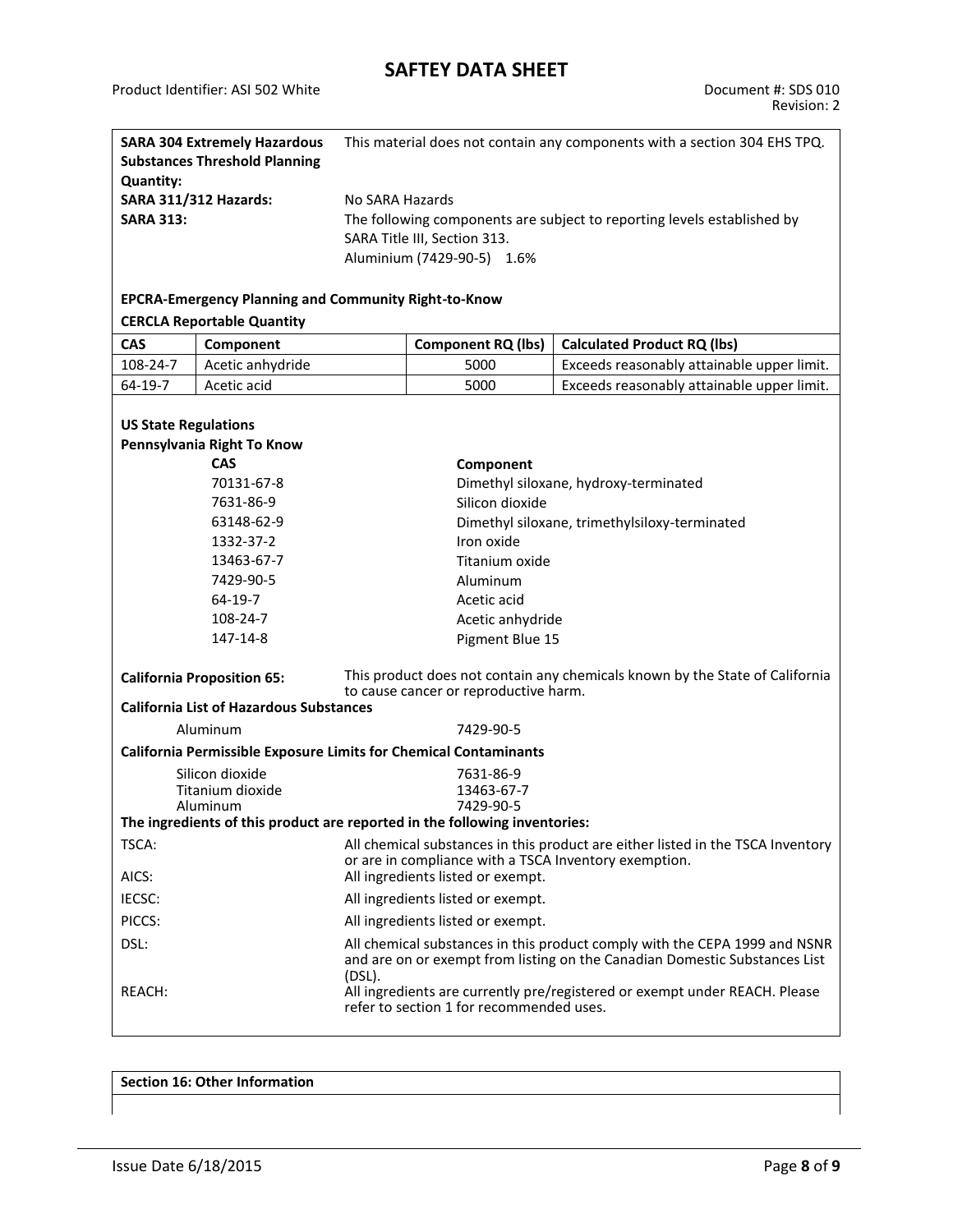**SARA 304 Extremely Hazardous Substances Threshold Planning Quantity:** This material does not contain any components with a section 304 EHS TPQ.

**SARA 311/312 Hazards:** No SARA Hazards

**SARA 313:** The following components are subject to reporting levels established by SARA Title III, Section 313.
Aluminium (7429-90-5) 1.6%

**EPCRA-Emergency Planning and Community Right-to-Know**

**CERCLA Reportable Quantity**

| CAS | Component | Component RQ (lbs) | Calculated Product RQ (lbs) |
|---|---|---|---|
| 108-24-7 | Acetic anhydride | 5000 | Exceeds reasonably attainable upper limit. |
| 64-19-7 | Acetic acid | 5000 | Exceeds reasonably attainable upper limit. |

**US State Regulations**

**Pennsylvania Right To Know**

| CAS | Component |
|---|---|
| 70131-67-8 | Dimethyl siloxane, hydroxy-terminated |
| 7631-86-9 | Silicon dioxide |
| 63148-62-9 | Dimethyl siloxane, trimethylsiloxy-terminated |
| 1332-37-2 | Iron oxide |
| 13463-67-7 | Titanium oxide |
| 7429-90-5 | Aluminum |
| 64-19-7 | Acetic acid |
| 108-24-7 | Acetic anhydride |
| 147-14-8 | Pigment Blue 15 |

**California Proposition 65:** This product does not contain any chemicals known by the State of California to cause cancer or reproductive harm.

**California List of Hazardous Substances**

Aluminum 7429-90-5

**California Permissible Exposure Limits for Chemical Contaminants**

Silicon dioxide 7631-86-9
Titanium dioxide 13463-67-7
Aluminum 7429-90-5

**The ingredients of this product are reported in the following inventories:**

TSCA: All chemical substances in this product are either listed in the TSCA Inventory or are in compliance with a TSCA Inventory exemption.

AICS: All ingredients listed or exempt.

IECSC: All ingredients listed or exempt.

PICCS: All ingredients listed or exempt.

DSL: All chemical substances in this product comply with the CEPA 1999 and NSNR and are on or exempt from listing on the Canadian Domestic Substances List (DSL).

REACH: All ingredients are currently pre/registered or exempt under REACH. Please refer to section 1 for recommended uses.

## Section 16: Other Information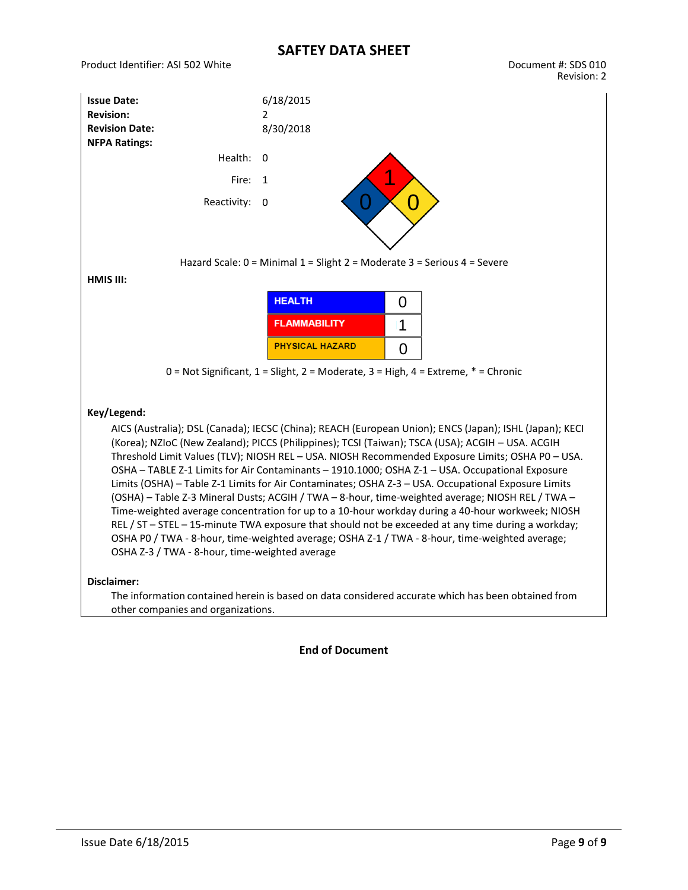# SAFTEY DATA SHEET

Product Identifier: ASI 502 White

Document #: SDS 010
Revision: 2

**Issue Date:** 6/18/2015
**Revision:** 2
**Revision Date:** 8/30/2018
**NFPA Ratings:**

Health: 0

Fire: 1

Reactivity: 0

Hazard Scale: 0 = Minimal 1 = Slight 2 = Moderate 3 = Serious 4 = Severe

**HMIS III:**

| | |
|---|---|
| HEALTH | 0 |
| FLAMMABILITY | 1 |
| PHYSICAL HAZARD | 0 |

0 = Not Significant, 1 = Slight, 2 = Moderate, 3 = High, 4 = Extreme, * = Chronic

**Key/Legend:**

AICS (Australia); DSL (Canada); IECSC (China); REACH (European Union); ENCS (Japan); ISHL (Japan); KECI (Korea); NZIoC (New Zealand); PICCS (Philippines); TCSI (Taiwan); TSCA (USA); ACGIH – USA. ACGIH Threshold Limit Values (TLV); NIOSH REL – USA. NIOSH Recommended Exposure Limits; OSHA P0 – USA. OSHA – TABLE Z-1 Limits for Air Contaminants – 1910.1000; OSHA Z-1 – USA. Occupational Exposure Limits (OSHA) – Table Z-1 Limits for Air Contaminates; OSHA Z-3 – USA. Occupational Exposure Limits (OSHA) – Table Z-3 Mineral Dusts; ACGIH / TWA – 8-hour, time-weighted average; NIOSH REL / TWA – Time-weighted average concentration for up to a 10-hour workday during a 40-hour workweek; NIOSH REL / ST – STEL – 15-minute TWA exposure that should not be exceeded at any time during a workday; OSHA P0 / TWA - 8-hour, time-weighted average; OSHA Z-1 / TWA - 8-hour, time-weighted average; OSHA Z-3 / TWA - 8-hour, time-weighted average

**Disclaimer:**

The information contained herein is based on data considered accurate which has been obtained from other companies and organizations.

**End of Document**